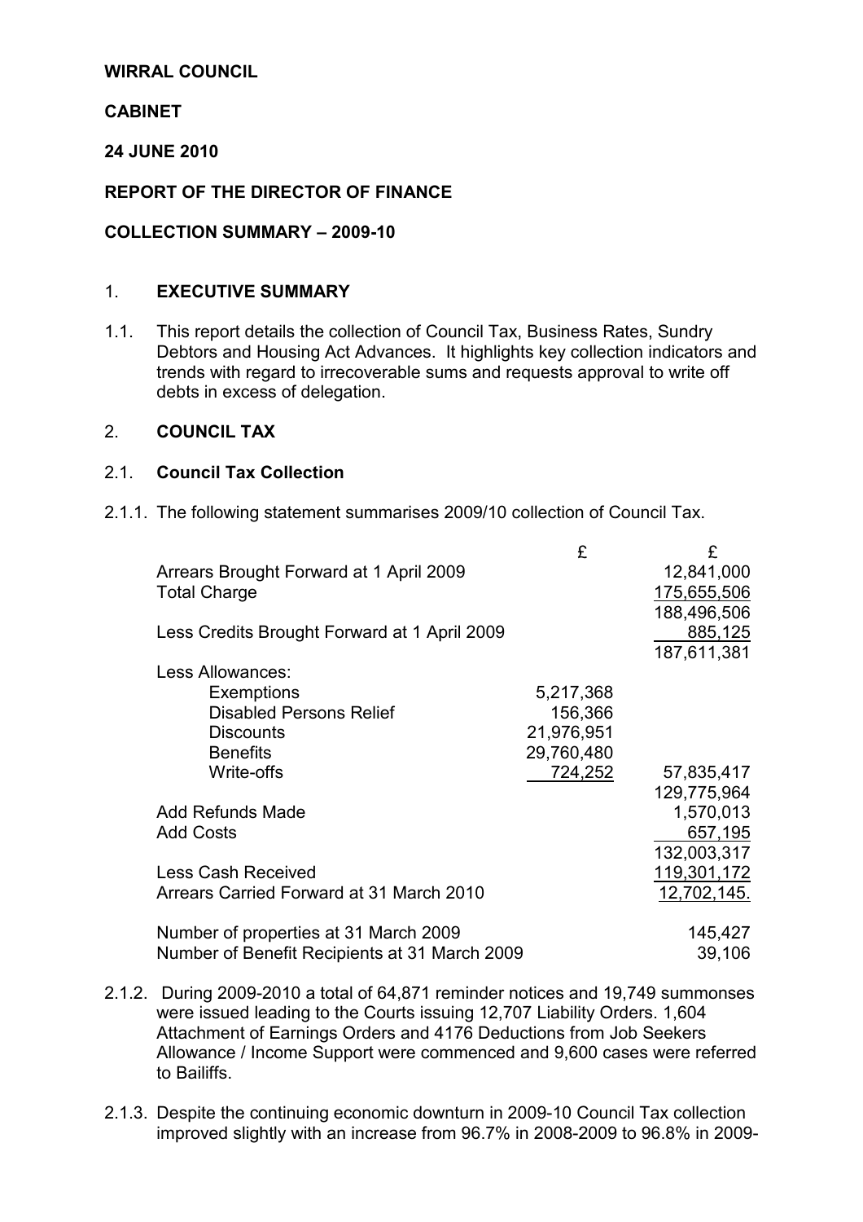**WIRRAL COUNCIL**

**CABINET**

**24 JUNE 2010**

**REPORT OF THE DIRECTOR OF FINANCE**

**COLLECTION SUMMARY – 2009-10**

## 1. EXECUTIVE SUMMARY

1.1. This report details the collection of Council Tax, Business Rates, Sundry Debtors and Housing Act Advances. It highlights key collection indicators and trends with regard to irrecoverable sums and requests approval to write off debts in excess of delegation.

## 2. COUNCIL TAX

### 2.1. Council Tax Collection

2.1.1. The following statement summarises 2009/10 collection of Council Tax.

| | £ | £ |
|---|---|---|
| Arrears Brought Forward at 1 April 2009 | | 12,841,000 |
| Total Charge | | 175,655,506 |
| | | 188,496,506 |
| Less Credits Brought Forward at 1 April 2009 | | 885,125 |
| | | 187,611,381 |
| Less Allowances: | | |
| Exemptions | 5,217,368 | |
| Disabled Persons Relief | 156,366 | |
| Discounts | 21,976,951 | |
| Benefits | 29,760,480 | |
| Write-offs | 724,252 | 57,835,417 |
| | | 129,775,964 |
| Add Refunds Made | | 1,570,013 |
| Add Costs | | 657,195 |
| | | 132,003,317 |
| Less Cash Received | | 119,301,172 |
| Arrears Carried Forward at 31 March 2010 | | 12,702,145. |
| | | |
| Number of properties at 31 March 2009 | | 145,427 |
| Number of Benefit Recipients at 31 March 2009 | | 39,106 |

2.1.2. During 2009-2010 a total of 64,871 reminder notices and 19,749 summonses were issued leading to the Courts issuing 12,707 Liability Orders. 1,604 Attachment of Earnings Orders and 4176 Deductions from Job Seekers Allowance / Income Support were commenced and 9,600 cases were referred to Bailiffs.

2.1.3. Despite the continuing economic downturn in 2009-10 Council Tax collection improved slightly with an increase from 96.7% in 2008-2009 to 96.8% in 2009-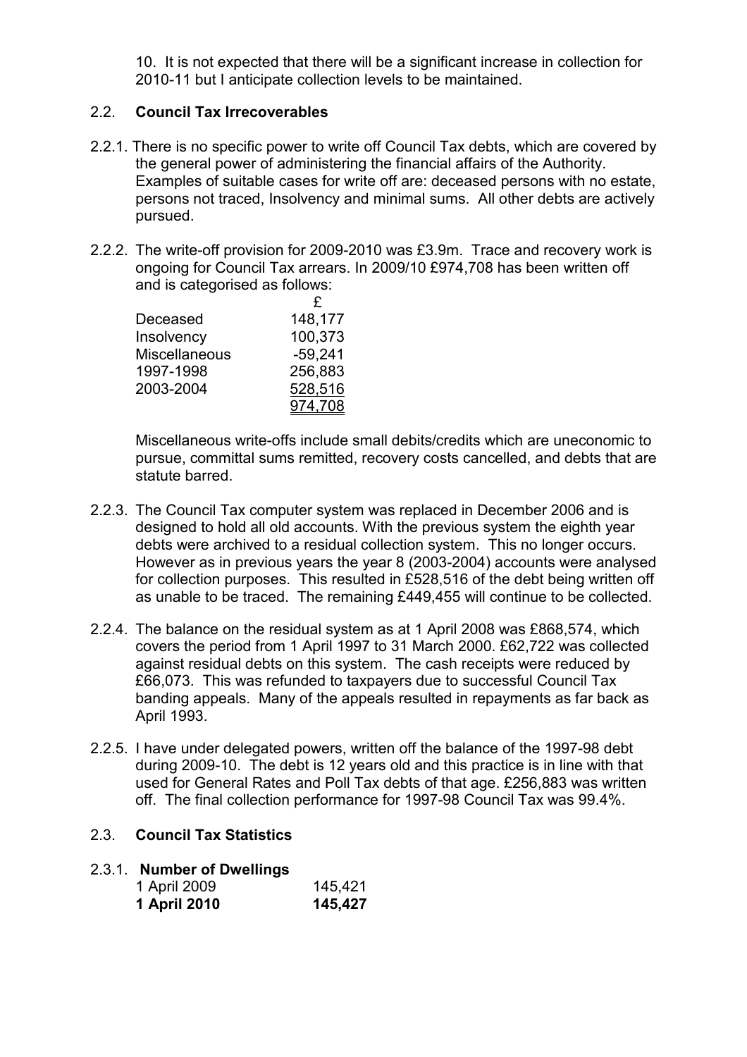10. It is not expected that there will be a significant increase in collection for 2010-11 but I anticipate collection levels to be maintained.

## 2.2. **Council Tax Irrecoverables**

2.2.1. There is no specific power to write off Council Tax debts, which are covered by the general power of administering the financial affairs of the Authority. Examples of suitable cases for write off are: deceased persons with no estate, persons not traced, Insolvency and minimal sums. All other debts are actively pursued.

2.2.2. The write-off provision for 2009-2010 was £3.9m. Trace and recovery work is ongoing for Council Tax arrears. In 2009/10 £974,708 has been written off and is categorised as follows:

| | £ |
|---|---|
| Deceased | 148,177 |
| Insolvency | 100,373 |
| Miscellaneous | -59,241 |
| 1997-1998 | 256,883 |
| 2003-2004 | 528,516 |
| | 974,708 |

Miscellaneous write-offs include small debits/credits which are uneconomic to pursue, committal sums remitted, recovery costs cancelled, and debts that are statute barred.

2.2.3. The Council Tax computer system was replaced in December 2006 and is designed to hold all old accounts. With the previous system the eighth year debts were archived to a residual collection system. This no longer occurs. However as in previous years the year 8 (2003-2004) accounts were analysed for collection purposes. This resulted in £528,516 of the debt being written off as unable to be traced. The remaining £449,455 will continue to be collected.

2.2.4. The balance on the residual system as at 1 April 2008 was £868,574, which covers the period from 1 April 1997 to 31 March 2000. £62,722 was collected against residual debts on this system. The cash receipts were reduced by £66,073. This was refunded to taxpayers due to successful Council Tax banding appeals. Many of the appeals resulted in repayments as far back as April 1993.

2.2.5. I have under delegated powers, written off the balance of the 1997-98 debt during 2009-10. The debt is 12 years old and this practice is in line with that used for General Rates and Poll Tax debts of that age. £256,883 was written off. The final collection performance for 1997-98 Council Tax was 99.4%.

## 2.3. **Council Tax Statistics**

2.3.1. **Number of Dwellings**

| | |
|---|---|
| 1 April 2009 | 145,421 |
| **1 April 2010** | **145,427** |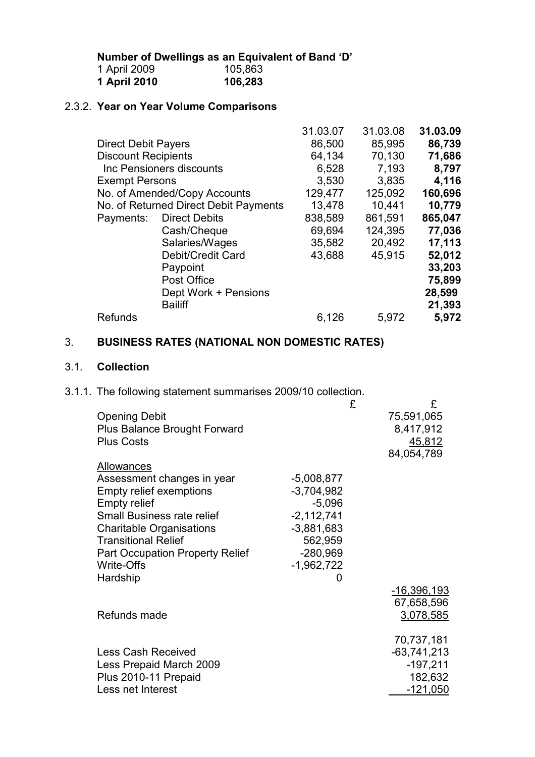**Number of Dwellings as an Equivalent of Band 'D'**

| | |
|---|---|
| 1 April 2009 | 105,863 |
| **1 April 2010** | **106,283** |

## 2.3.2. Year on Year Volume Comparisons

| | | 31.03.07 | 31.03.08 | **31.03.09** |
|---|---|---|---|---|
| Direct Debit Payers | | 86,500 | 85,995 | **86,739** |
| Discount Recipients | | 64,134 | 70,130 | **71,686** |
| Inc Pensioners discounts | | 6,528 | 7,193 | **8,797** |
| Exempt Persons | | 3,530 | 3,835 | **4,116** |
| No. of Amended/Copy Accounts | | 129,477 | 125,092 | **160,696** |
| No. of Returned Direct Debit Payments | | 13,478 | 10,441 | **10,779** |
| Payments: | Direct Debits | 838,589 | 861,591 | **865,047** |
| | Cash/Cheque | 69,694 | 124,395 | **77,036** |
| | Salaries/Wages | 35,582 | 20,492 | **17,113** |
| | Debit/Credit Card | 43,688 | 45,915 | **52,012** |
| | Paypoint | | | **33,203** |
| | Post Office | | | **75,899** |
| | Dept Work + Pensions | | | **28,599** |
| | Bailiff | | | **21,393** |
| Refunds | | 6,126 | 5,972 | **5,972** |

# 3. BUSINESS RATES (NATIONAL NON DOMESTIC RATES)

## 3.1. Collection

3.1.1. The following statement summarises 2009/10 collection.

| | £ | £ |
|---|---|---|
| Opening Debit | | 75,591,065 |
| Plus Balance Brought Forward | | 8,417,912 |
| Plus Costs | | 45,812 |
| | | 84,054,789 |
| Allowances | | |
| Assessment changes in year | -5,008,877 | |
| Empty relief exemptions | -3,704,982 | |
| Empty relief | -5,096 | |
| Small Business rate relief | -2,112,741 | |
| Charitable Organisations | -3,881,683 | |
| Transitional Relief | 562,959 | |
| Part Occupation Property Relief | -280,969 | |
| Write-Offs | -1,962,722 | |
| Hardship | 0 | |
| | | -16,396,193 |
| | | 67,658,596 |
| Refunds made | | 3,078,585 |
| | | 70,737,181 |
| Less Cash Received | | -63,741,213 |
| Less Prepaid March 2009 | | -197,211 |
| Plus 2010-11 Prepaid | | 182,632 |
| Less net Interest | | -121,050 |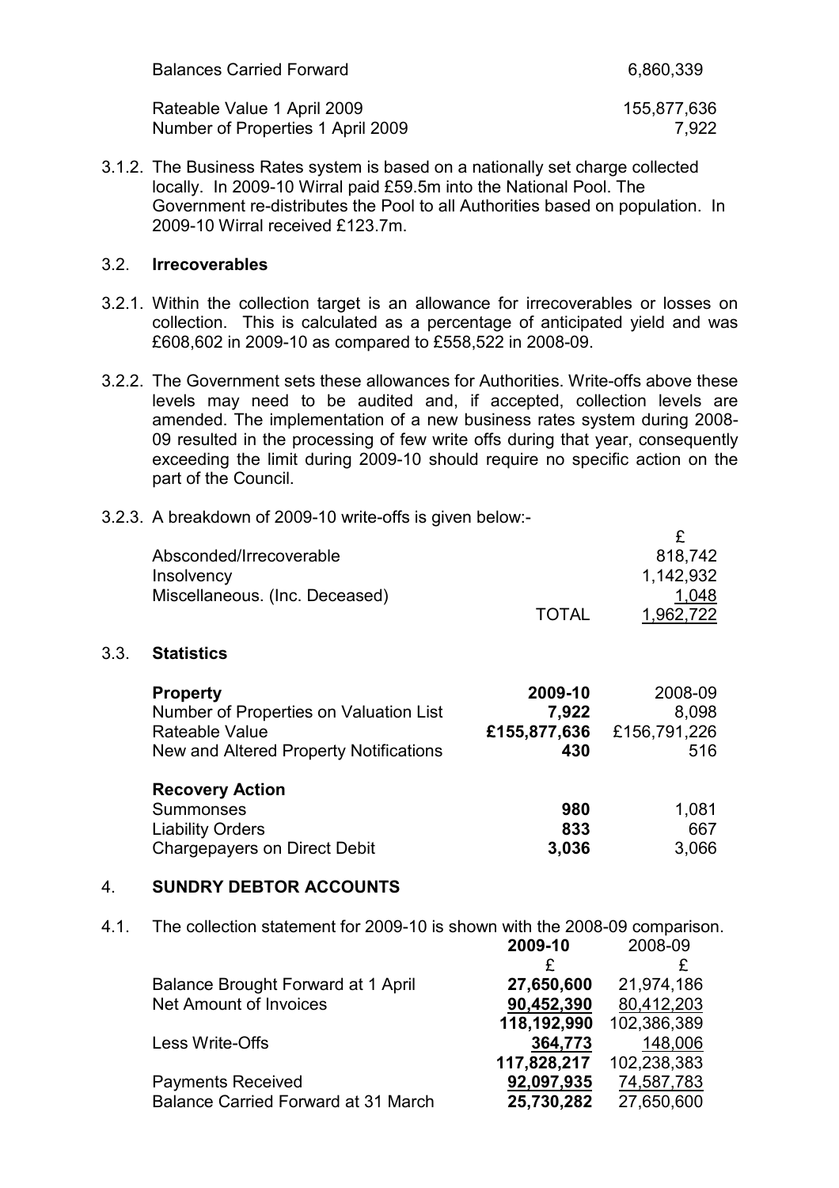| | |
|---|---|
| Balances Carried Forward | 6,860,339 |
| Rateable Value 1 April 2009 | 155,877,636 |
| Number of Properties 1 April 2009 | 7,922 |

3.1.2. The Business Rates system is based on a nationally set charge collected locally. In 2009-10 Wirral paid £59.5m into the National Pool. The Government re-distributes the Pool to all Authorities based on population. In 2009-10 Wirral received £123.7m.

## 3.2. Irrecoverables

3.2.1. Within the collection target is an allowance for irrecoverables or losses on collection. This is calculated as a percentage of anticipated yield and was £608,602 in 2009-10 as compared to £558,522 in 2008-09.

3.2.2. The Government sets these allowances for Authorities. Write-offs above these levels may need to be audited and, if accepted, collection levels are amended. The implementation of a new business rates system during 2008-09 resulted in the processing of few write offs during that year, consequently exceeding the limit during 2009-10 should require no specific action on the part of the Council.

3.2.3. A breakdown of 2009-10 write-offs is given below:-

| | | £ |
|---|---|---|
| Absconded/Irrecoverable | | 818,742 |
| Insolvency | | 1,142,932 |
| Miscellaneous. (Inc. Deceased) | | 1,048 |
| | TOTAL | 1,962,722 |

## 3.3. Statistics

| **Property** | **2009-10** | 2008-09 |
|---|---|---|
| Number of Properties on Valuation List | **7,922** | 8,098 |
| Rateable Value | **£155,877,636** | £156,791,226 |
| New and Altered Property Notifications | **430** | 516 |
| **Recovery Action** | | |
| Summonses | **980** | 1,081 |
| Liability Orders | **833** | 667 |
| Chargepayers on Direct Debit | **3,036** | 3,066 |

## 4. SUNDRY DEBTOR ACCOUNTS

4.1. The collection statement for 2009-10 is shown with the 2008-09 comparison.

| | **2009-10** | 2008-09 |
|---|---|---|
| | **£** | £ |
| Balance Brought Forward at 1 April | **27,650,600** | 21,974,186 |
| Net Amount of Invoices | **90,452,390** | 80,412,203 |
| | **118,192,990** | 102,386,389 |
| Less Write-Offs | **364,773** | 148,006 |
| | **117,828,217** | 102,238,383 |
| Payments Received | **92,097,935** | 74,587,783 |
| Balance Carried Forward at 31 March | **25,730,282** | 27,650,600 |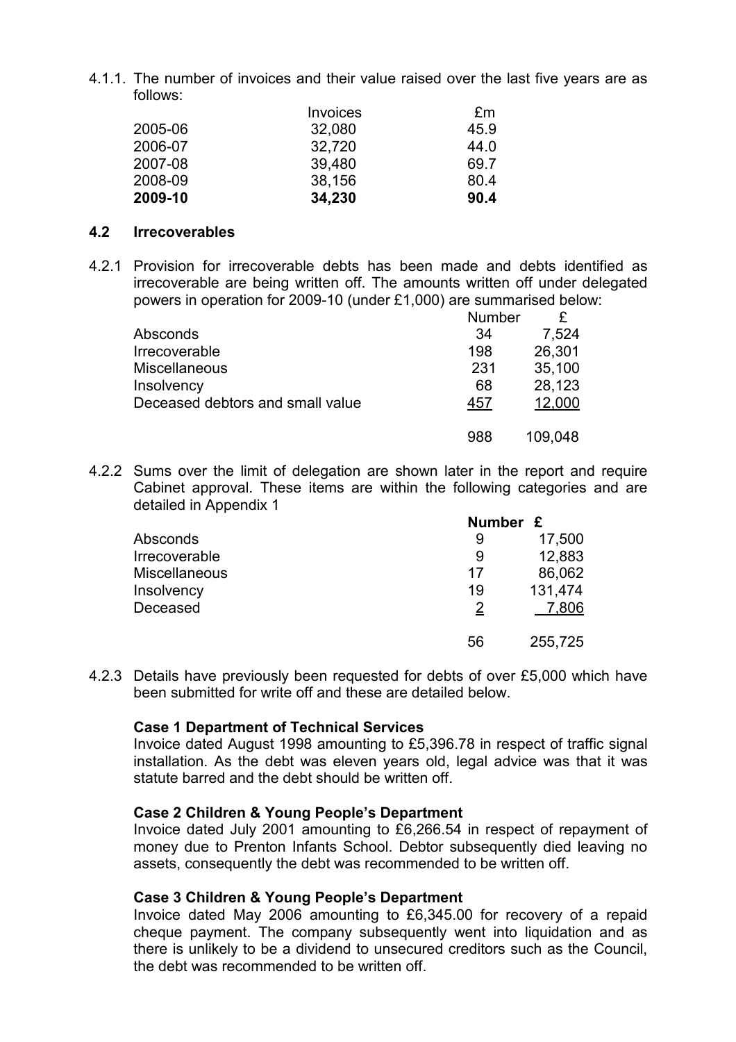4.1.1. The number of invoices and their value raised over the last five years are as follows:

| | Invoices | £m |
|---|---|---|
| 2005-06 | 32,080 | 45.9 |
| 2006-07 | 32,720 | 44.0 |
| 2007-08 | 39,480 | 69.7 |
| 2008-09 | 38,156 | 80.4 |
| **2009-10** | **34,230** | **90.4** |

## 4.2 Irrecoverables

4.2.1 Provision for irrecoverable debts has been made and debts identified as irrecoverable are being written off. The amounts written off under delegated powers in operation for 2009-10 (under £1,000) are summarised below:

| | Number | £ |
|---|---|---|
| Absconds | 34 | 7,524 |
| Irrecoverable | 198 | 26,301 |
| Miscellaneous | 231 | 35,100 |
| Insolvency | 68 | 28,123 |
| Deceased debtors and small value | 457 | 12,000 |
| | 988 | 109,048 |

4.2.2 Sums over the limit of delegation are shown later in the report and require Cabinet approval. These items are within the following categories and are detailed in Appendix 1

| | **Number** | **£** |
|---|---|---|
| Absconds | 9 | 17,500 |
| Irrecoverable | 9 | 12,883 |
| Miscellaneous | 17 | 86,062 |
| Insolvency | 19 | 131,474 |
| Deceased | 2 | 7,806 |
| | 56 | 255,725 |

4.2.3 Details have previously been requested for debts of over £5,000 which have been submitted for write off and these are detailed below.

**Case 1 Department of Technical Services**
Invoice dated August 1998 amounting to £5,396.78 in respect of traffic signal installation. As the debt was eleven years old, legal advice was that it was statute barred and the debt should be written off.

**Case 2 Children & Young People's Department**
Invoice dated July 2001 amounting to £6,266.54 in respect of repayment of money due to Prenton Infants School. Debtor subsequently died leaving no assets, consequently the debt was recommended to be written off.

**Case 3 Children & Young People's Department**
Invoice dated May 2006 amounting to £6,345.00 for recovery of a repaid cheque payment. The company subsequently went into liquidation and as there is unlikely to be a dividend to unsecured creditors such as the Council, the debt was recommended to be written off.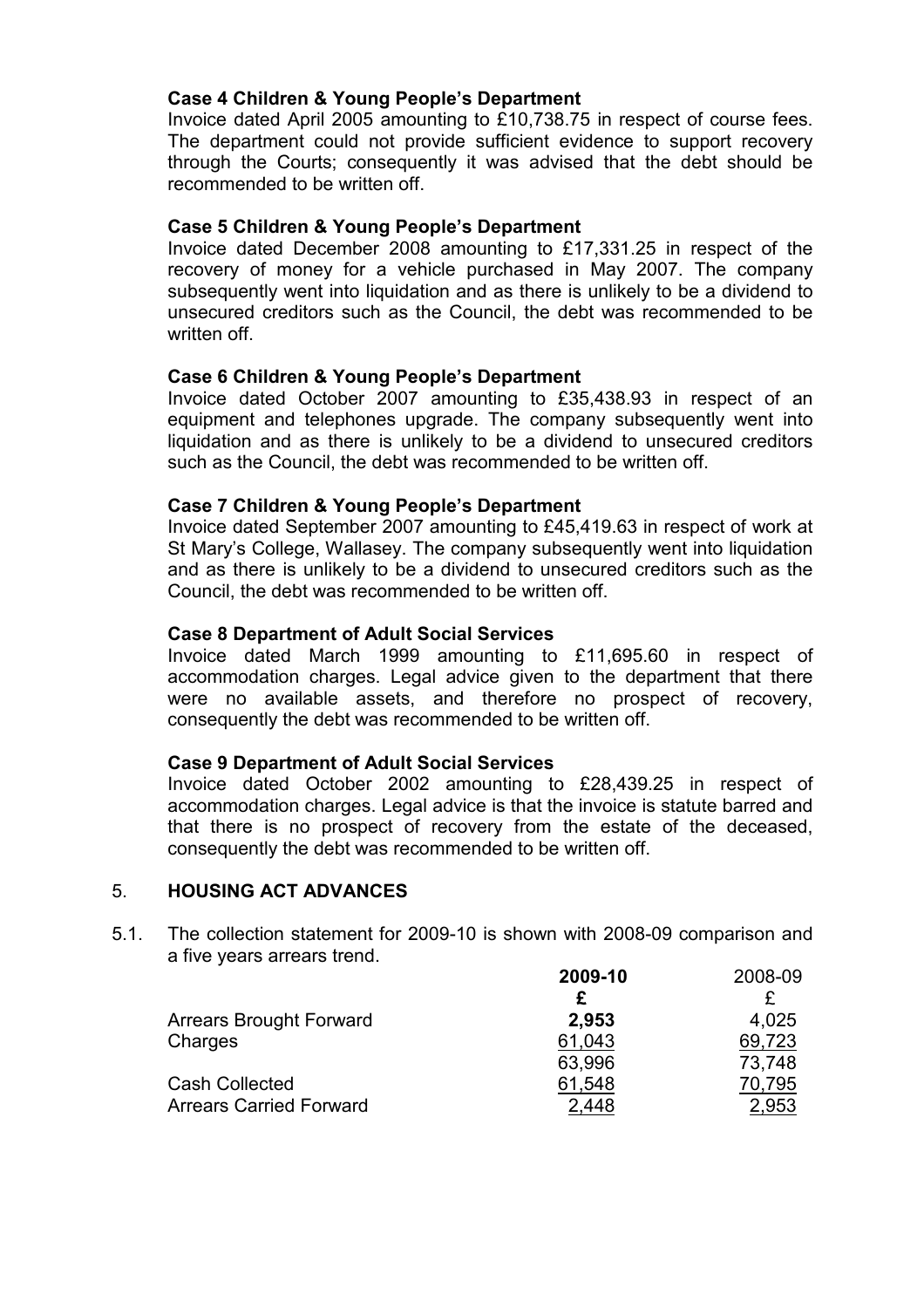**Case 4 Children & Young People's Department**
Invoice dated April 2005 amounting to £10,738.75 in respect of course fees. The department could not provide sufficient evidence to support recovery through the Courts; consequently it was advised that the debt should be recommended to be written off.

**Case 5 Children & Young People's Department**
Invoice dated December 2008 amounting to £17,331.25 in respect of the recovery of money for a vehicle purchased in May 2007. The company subsequently went into liquidation and as there is unlikely to be a dividend to unsecured creditors such as the Council, the debt was recommended to be written off.

**Case 6 Children & Young People's Department**
Invoice dated October 2007 amounting to £35,438.93 in respect of an equipment and telephones upgrade. The company subsequently went into liquidation and as there is unlikely to be a dividend to unsecured creditors such as the Council, the debt was recommended to be written off.

**Case 7 Children & Young People's Department**
Invoice dated September 2007 amounting to £45,419.63 in respect of work at St Mary's College, Wallasey. The company subsequently went into liquidation and as there is unlikely to be a dividend to unsecured creditors such as the Council, the debt was recommended to be written off.

**Case 8 Department of Adult Social Services**
Invoice dated March 1999 amounting to £11,695.60 in respect of accommodation charges. Legal advice given to the department that there were no available assets, and therefore no prospect of recovery, consequently the debt was recommended to be written off.

**Case 9 Department of Adult Social Services**
Invoice dated October 2002 amounting to £28,439.25 in respect of accommodation charges. Legal advice is that the invoice is statute barred and that there is no prospect of recovery from the estate of the deceased, consequently the debt was recommended to be written off.

## 5. HOUSING ACT ADVANCES

5.1. The collection statement for 2009-10 is shown with 2008-09 comparison and a five years arrears trend.

| | **2009-10** | 2008-09 |
|---|---|---|
| | **£** | £ |
| Arrears Brought Forward | **2,953** | 4,025 |
| Charges | 61,043 | 69,723 |
| | 63,996 | 73,748 |
| Cash Collected | 61,548 | 70,795 |
| Arrears Carried Forward | 2,448 | 2,953 |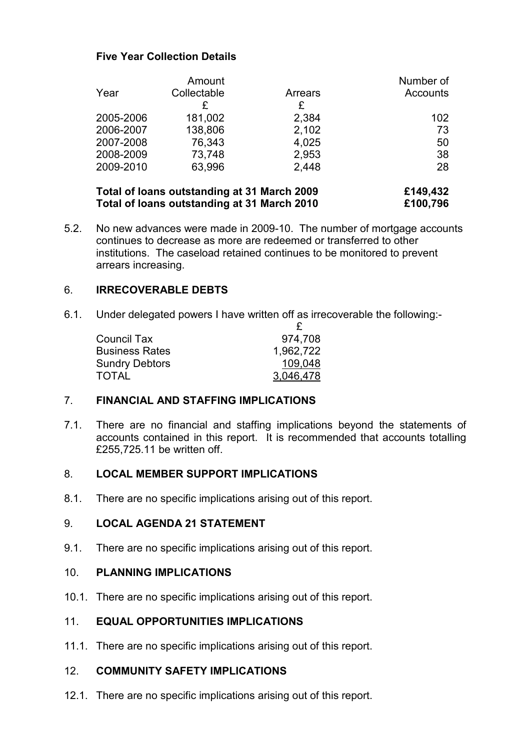**Five Year Collection Details**

| Year | Amount Collectable £ | Arrears £ | Number of Accounts |
|---|---|---|---|
| 2005-2006 | 181,002 | 2,384 | 102 |
| 2006-2007 | 138,806 | 2,102 | 73 |
| 2007-2008 | 76,343 | 4,025 | 50 |
| 2008-2009 | 73,748 | 2,953 | 38 |
| 2009-2010 | 63,996 | 2,448 | 28 |

**Total of loans outstanding at 31 March 2009 £149,432**
**Total of loans outstanding at 31 March 2010 £100,796**

5.2. No new advances were made in 2009-10. The number of mortgage accounts continues to decrease as more are redeemed or transferred to other institutions. The caseload retained continues to be monitored to prevent arrears increasing.

## 6. IRRECOVERABLE DEBTS

6.1. Under delegated powers I have written off as irrecoverable the following:-

| | £ |
|---|---|
| Council Tax | 974,708 |
| Business Rates | 1,962,722 |
| Sundry Debtors | 109,048 |
| TOTAL | 3,046,478 |

## 7. FINANCIAL AND STAFFING IMPLICATIONS

7.1. There are no financial and staffing implications beyond the statements of accounts contained in this report. It is recommended that accounts totalling £255,725.11 be written off.

## 8. LOCAL MEMBER SUPPORT IMPLICATIONS

8.1. There are no specific implications arising out of this report.

## 9. LOCAL AGENDA 21 STATEMENT

9.1. There are no specific implications arising out of this report.

## 10. PLANNING IMPLICATIONS

10.1. There are no specific implications arising out of this report.

## 11. EQUAL OPPORTUNITIES IMPLICATIONS

11.1. There are no specific implications arising out of this report.

## 12. COMMUNITY SAFETY IMPLICATIONS

12.1. There are no specific implications arising out of this report.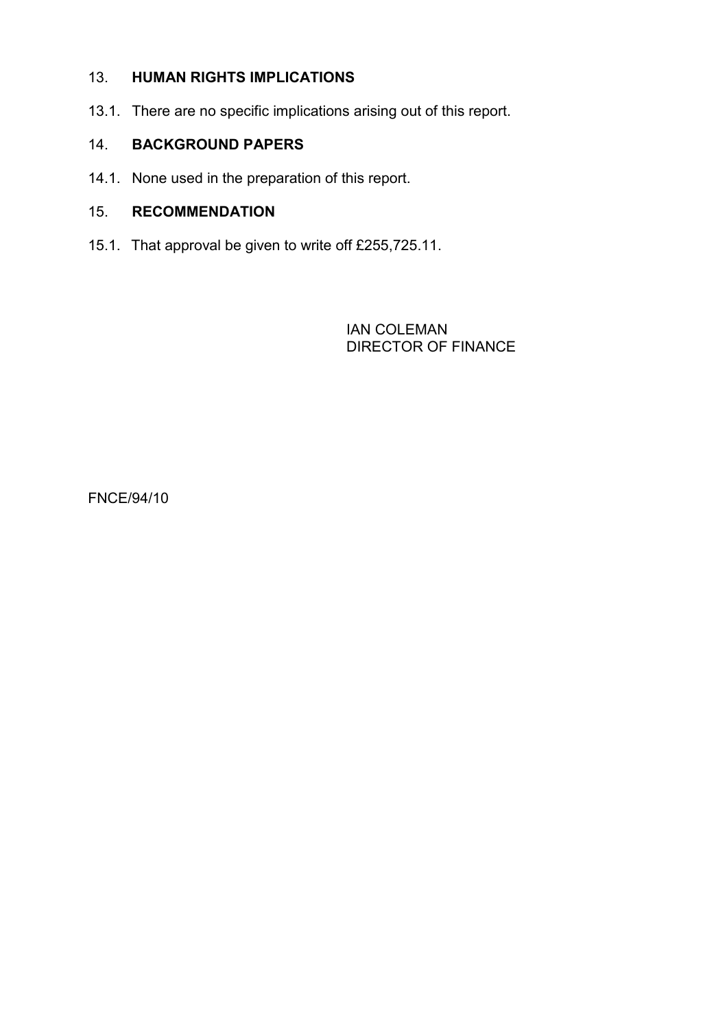## 13. HUMAN RIGHTS IMPLICATIONS

13.1. There are no specific implications arising out of this report.

## 14. BACKGROUND PAPERS

14.1. None used in the preparation of this report.

## 15. RECOMMENDATION

15.1. That approval be given to write off £255,725.11.

IAN COLEMAN
DIRECTOR OF FINANCE

FNCE/94/10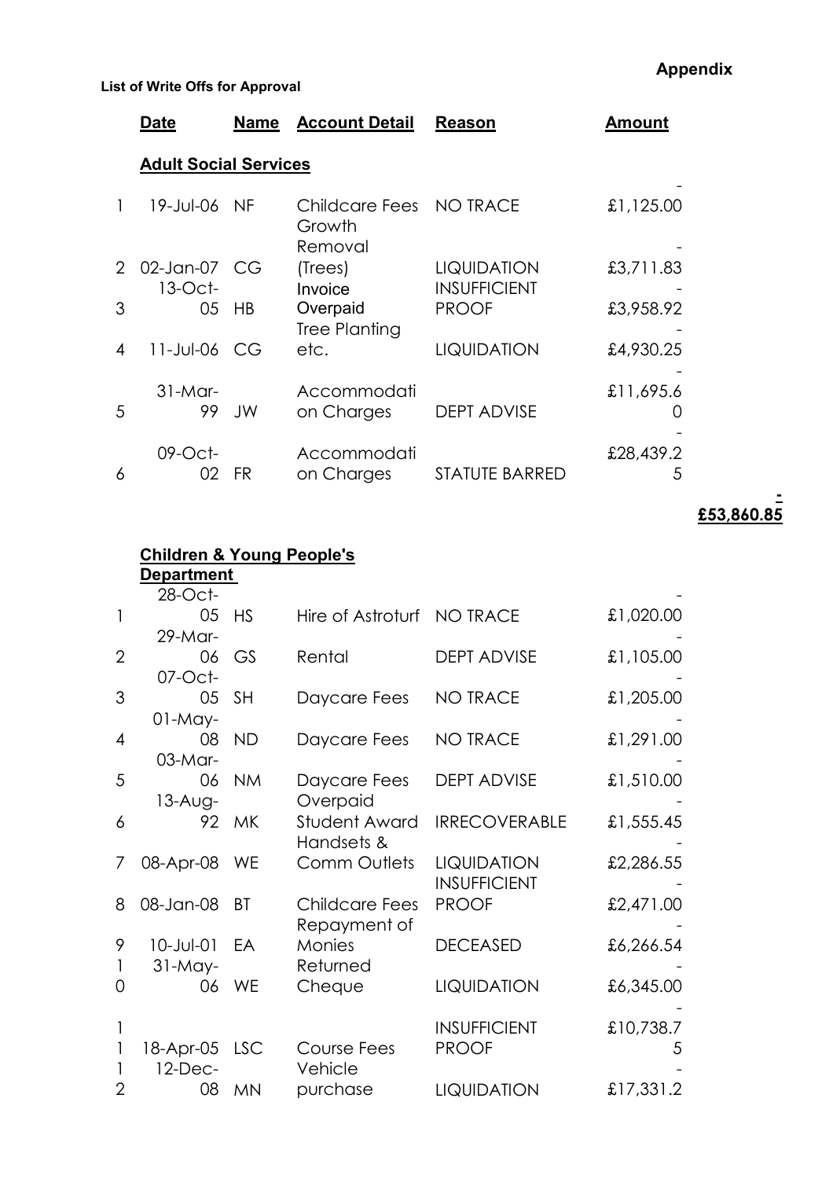**Appendix**

**List of Write Offs for Approval**

| | Date | Name | Account Detail | Reason | Amount | |
|---|---|---|---|---|---|---|
| | **Adult Social Services** | | | | | |
| 1 | 19-Jul-06 | NF | Childcare Fees | NO TRACE | -£1,125.00 | |
| 2 | 02-Jan-07 | CG | Growth Removal (Trees) | LIQUIDATION | -£3,711.83 | |
| 3 | 13-Oct-05 | HB | Invoice Overpaid | INSUFFICIENT PROOF | -£3,958.92 | |
| 4 | 11-Jul-06 | CG | Tree Planting etc. | LIQUIDATION | -£4,930.25 | |
| 5 | 31-Mar-99 | JW | Accommodation Charges | DEPT ADVISE | -£11,695.60 | |
| 6 | 09-Oct-02 | FR | Accommodation Charges | STATUTE BARRED | -£28,439.25 | |
| | | | | | | **-£53,860.85** |
| | **Children & Young People's Department** | | | | | |
| 1 | 28-Oct-05 | HS | Hire of Astroturf | NO TRACE | -£1,020.00 | |
| 2 | 29-Mar-06 | GS | Rental | DEPT ADVISE | -£1,105.00 | |
| 3 | 07-Oct-05 | SH | Daycare Fees | NO TRACE | -£1,205.00 | |
| 4 | 01-May-08 | ND | Daycare Fees | NO TRACE | -£1,291.00 | |
| 5 | 03-Mar-06 | NM | Daycare Fees | DEPT ADVISE | -£1,510.00 | |
| 6 | 13-Aug-92 | MK | Overpaid Student Award | IRRECOVERABLE | -£1,555.45 | |
| 7 | 08-Apr-08 | WE | Handsets & Comm Outlets | LIQUIDATION | -£2,286.55 | |
| 8 | 08-Jan-08 | BT | Childcare Fees | INSUFFICIENT PROOF | -£2,471.00 | |
| 9 | 10-Jul-01 | EA | Repayment of Monies | DECEASED | -£6,266.54 | |
| 10 | 31-May-06 | WE | Returned Cheque | LIQUIDATION | -£6,345.00 | |
| 11 | 18-Apr-05 | LSC | Course Fees | INSUFFICIENT PROOF | -£10,738.75 | |
| 12 | 12-Dec-08 | MN | Vehicle purchase | LIQUIDATION | -£17,331.2 | |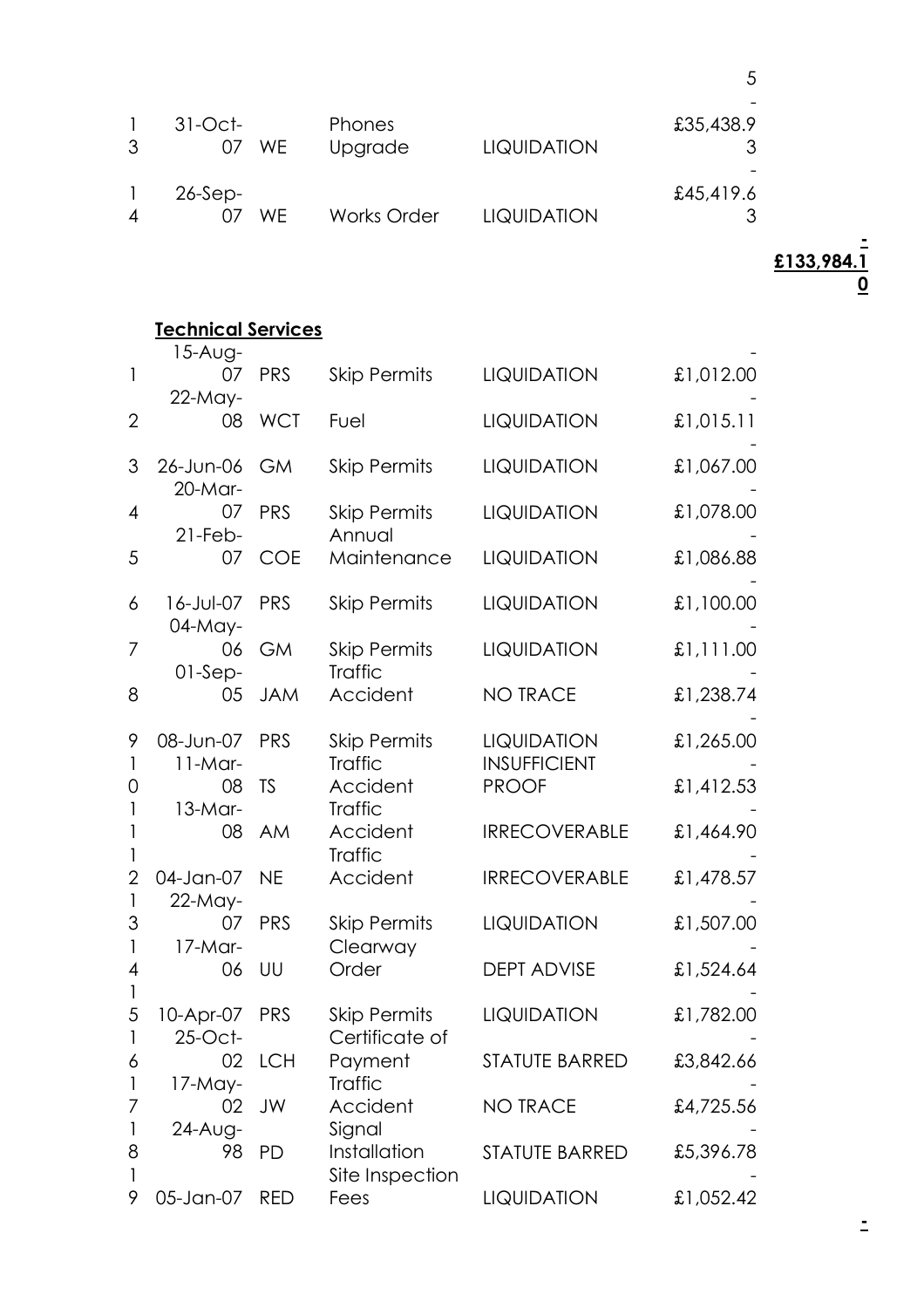| | | | | | |
|---|---|---|---|---|---|
| | | | | | 5 |
| 13 | 31-Oct-07 | WE | Phones Upgrade | LIQUIDATION | -£35,438.93 |
| 14 | 26-Sep-07 | WE | Works Order | LIQUIDATION | -£45,419.63 |

**-£133,984.10**

**Technical Services**

| | | | | | |
|---|---|---|---|---|---|
| 1 | 15-Aug-07 | PRS | Skip Permits | LIQUIDATION | -£1,012.00 |
| 2 | 22-May-08 | WCT | Fuel | LIQUIDATION | -£1,015.11 |
| 3 | 26-Jun-06 | GM | Skip Permits | LIQUIDATION | -£1,067.00 |
| 4 | 20-Mar-07 | PRS | Skip Permits | LIQUIDATION | -£1,078.00 |
| 5 | 21-Feb-07 | COE | Annual Maintenance | LIQUIDATION | -£1,086.88 |
| 6 | 16-Jul-07 | PRS | Skip Permits | LIQUIDATION | -£1,100.00 |
| 7 | 04-May-06 | GM | Skip Permits | LIQUIDATION | -£1,111.00 |
| 8 | 01-Sep-05 | JAM | Traffic Accident | NO TRACE | -£1,238.74 |
| 9 | 08-Jun-07 | PRS | Skip Permits | LIQUIDATION | -£1,265.00 |
| 10 | 11-Mar-08 | TS | Traffic Accident | INSUFFICIENT PROOF | -£1,412.53 |
| 11 | 13-Mar-08 | AM | Traffic Accident | IRRECOVERABLE | -£1,464.90 |
| 12 | 04-Jan-07 | NE | Traffic Accident | IRRECOVERABLE | -£1,478.57 |
| 13 | 22-May-07 | PRS | Skip Permits | LIQUIDATION | -£1,507.00 |
| 14 | 17-Mar-06 | UU | Clearway Order | DEPT ADVISE | -£1,524.64 |
| 15 | 10-Apr-07 | PRS | Skip Permits | LIQUIDATION | -£1,782.00 |
| 16 | 25-Oct-02 | LCH | Certificate of Payment | STATUTE BARRED | -£3,842.66 |
| 17 | 17-May-02 | JW | Traffic Accident | NO TRACE | -£4,725.56 |
| 18 | 24-Aug-98 | PD | Signal Installation | STATUTE BARRED | -£5,396.78 |
| 19 | 05-Jan-07 | RED | Site Inspection Fees | LIQUIDATION | -£1,052.42 |

**-**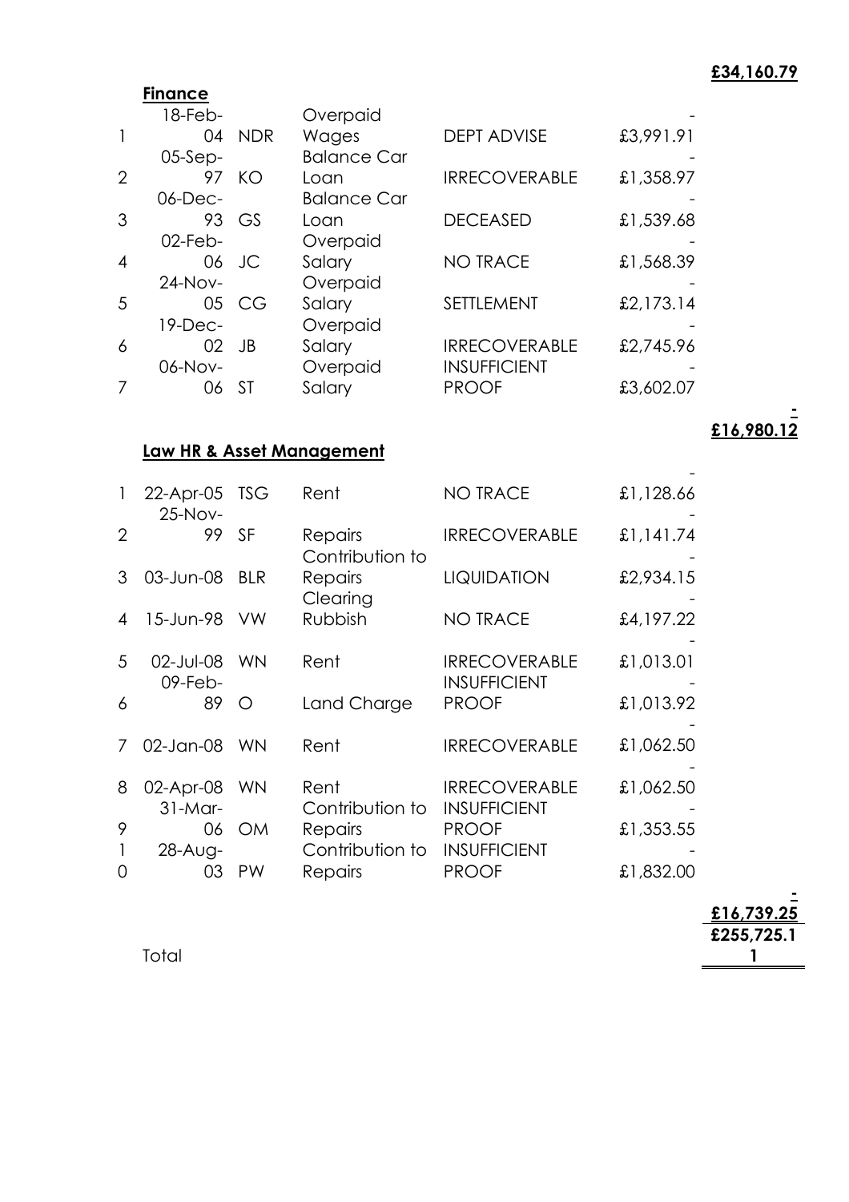**£34,160.79**

**Finance**

| | | | | | | |
|---|---|---|---|---|---|---|
| 1 | 18-Feb-04 | NDR | Overpaid Wages | DEPT ADVISE | -£3,991.91 | |
| 2 | 05-Sep-97 | KO | Balance Car Loan | IRRECOVERABLE | -£1,358.97 | |
| 3 | 06-Dec-93 | GS | Balance Car Loan | DECEASED | -£1,539.68 | |
| 4 | 02-Feb-06 | JC | Overpaid Salary | NO TRACE | -£1,568.39 | |
| 5 | 24-Nov-05 | CG | Overpaid Salary | SETTLEMENT | -£2,173.14 | |
| 6 | 19-Dec-02 | JB | Overpaid Salary | IRRECOVERABLE | -£2,745.96 | |
| 7 | 06-Nov-06 | ST | Overpaid Salary | INSUFFICIENT PROOF | -£3,602.07 | |
| | | | | | | **-£16,980.12** |

**Law HR & Asset Management**

| | | | | | | |
|---|---|---|---|---|---|---|
| 1 | 22-Apr-05 | TSG | Rent | NO TRACE | -£1,128.66 | |
| 2 | 25-Nov-99 | SF | Repairs | IRRECOVERABLE | -£1,141.74 | |
| 3 | 03-Jun-08 | BLR | Contribution to Repairs | LIQUIDATION | -£2,934.15 | |
| 4 | 15-Jun-98 | VW | Clearing Rubbish | NO TRACE | -£4,197.22 | |
| 5 | 02-Jul-08 | WN | Rent | IRRECOVERABLE | -£1,013.01 | |
| 6 | 09-Feb-89 | O | Land Charge | INSUFFICIENT PROOF | -£1,013.92 | |
| 7 | 02-Jan-08 | WN | Rent | IRRECOVERABLE | -£1,062.50 | |
| 8 | 02-Apr-08 | WN | Rent | IRRECOVERABLE | -£1,062.50 | |
| 9 | 31-Mar-06 | OM | Contribution to Repairs | INSUFFICIENT PROOF | -£1,353.55 | |
| 10 | 28-Aug-03 | PW | Contribution to Repairs | INSUFFICIENT PROOF | -£1,832.00 | |
| | | | | | | **-£16,739.25** |
| | Total | | | | | **£255,725.11** |